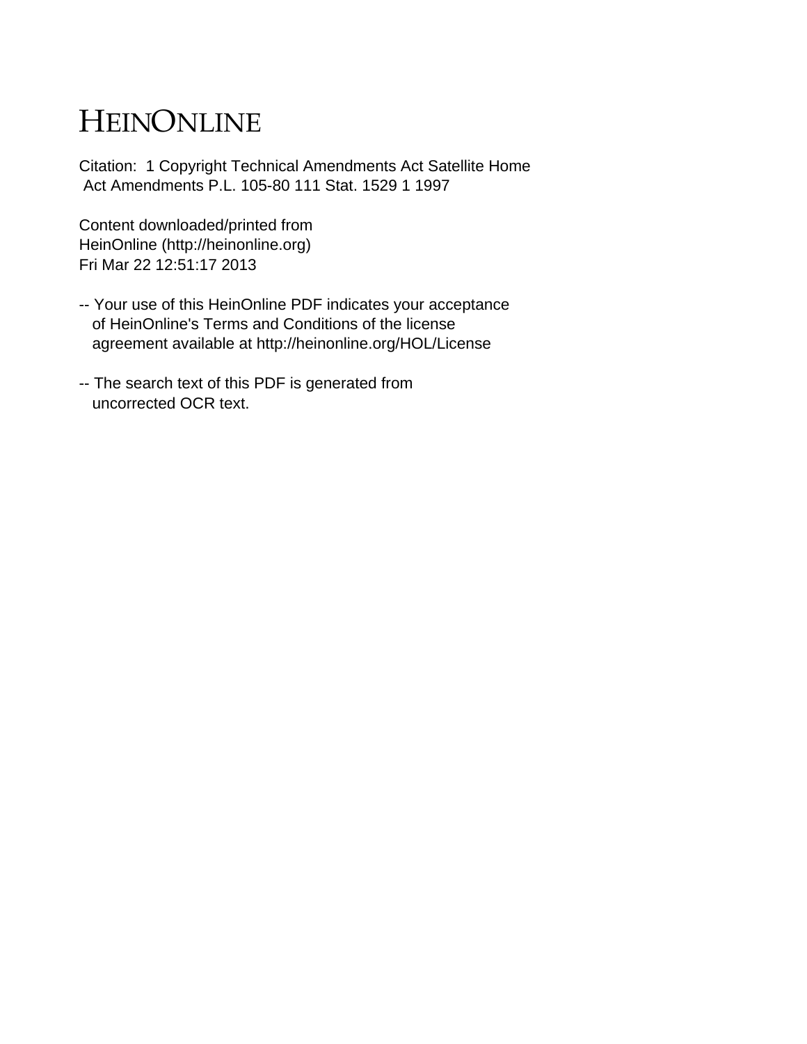# HEINONLINE

Citation: 1 Copyright Technical Amendments Act Satellite Home Act Amendments P.L. 105-80 111 Stat. 1529 1 1997

Content downloaded/printed from
HeinOnline (http://heinonline.org)
Fri Mar 22 12:51:17 2013

-- Your use of this HeinOnline PDF indicates your acceptance of HeinOnline's Terms and Conditions of the license agreement available at http://heinonline.org/HOL/License

-- The search text of this PDF is generated from uncorrected OCR text.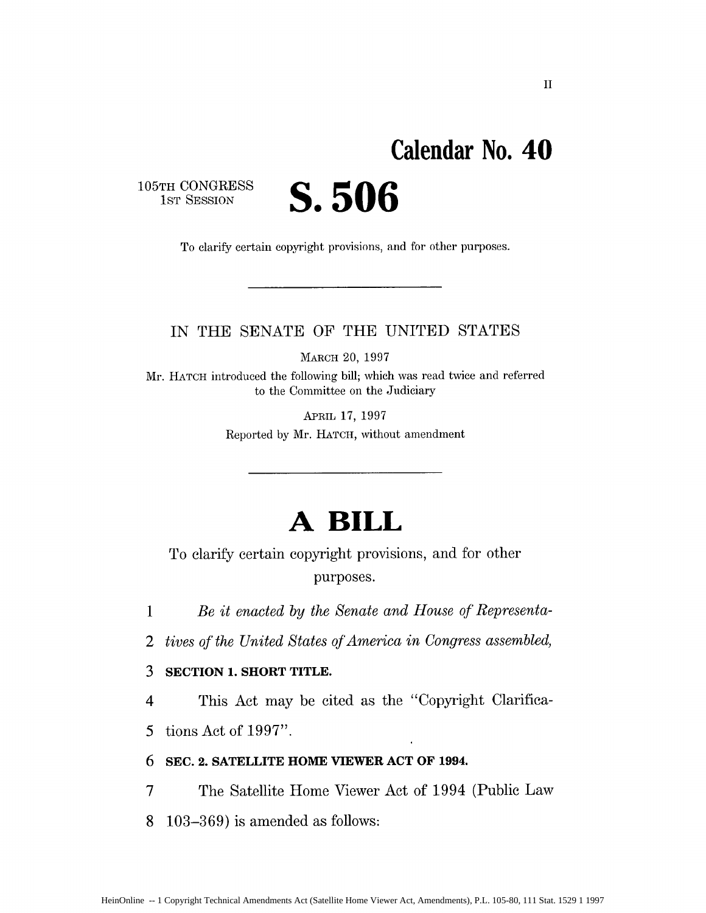**Calendar No. 40**

105TH CONGRESS
1ST SESSION

# S. 506

To clarify certain copyright provisions, and for other purposes.

---

IN THE SENATE OF THE UNITED STATES

MARCH 20, 1997

Mr. HATCH introduced the following bill; which was read twice and referred to the Committee on the Judiciary

APRIL 17, 1997

Reported by Mr. HATCH, without amendment

---

# A BILL

To clarify certain copyright provisions, and for other purposes.

1 *Be it enacted by the Senate and House of Representa-*
2 *tives of the United States of America in Congress assembled,*
3 **SECTION 1. SHORT TITLE.**
4 This Act may be cited as the "Copyright Clarifica-
5 tions Act of 1997".
6 **SEC. 2. SATELLITE HOME VIEWER ACT OF 1994.**
7 The Satellite Home Viewer Act of 1994 (Public Law
8 103–369) is amended as follows: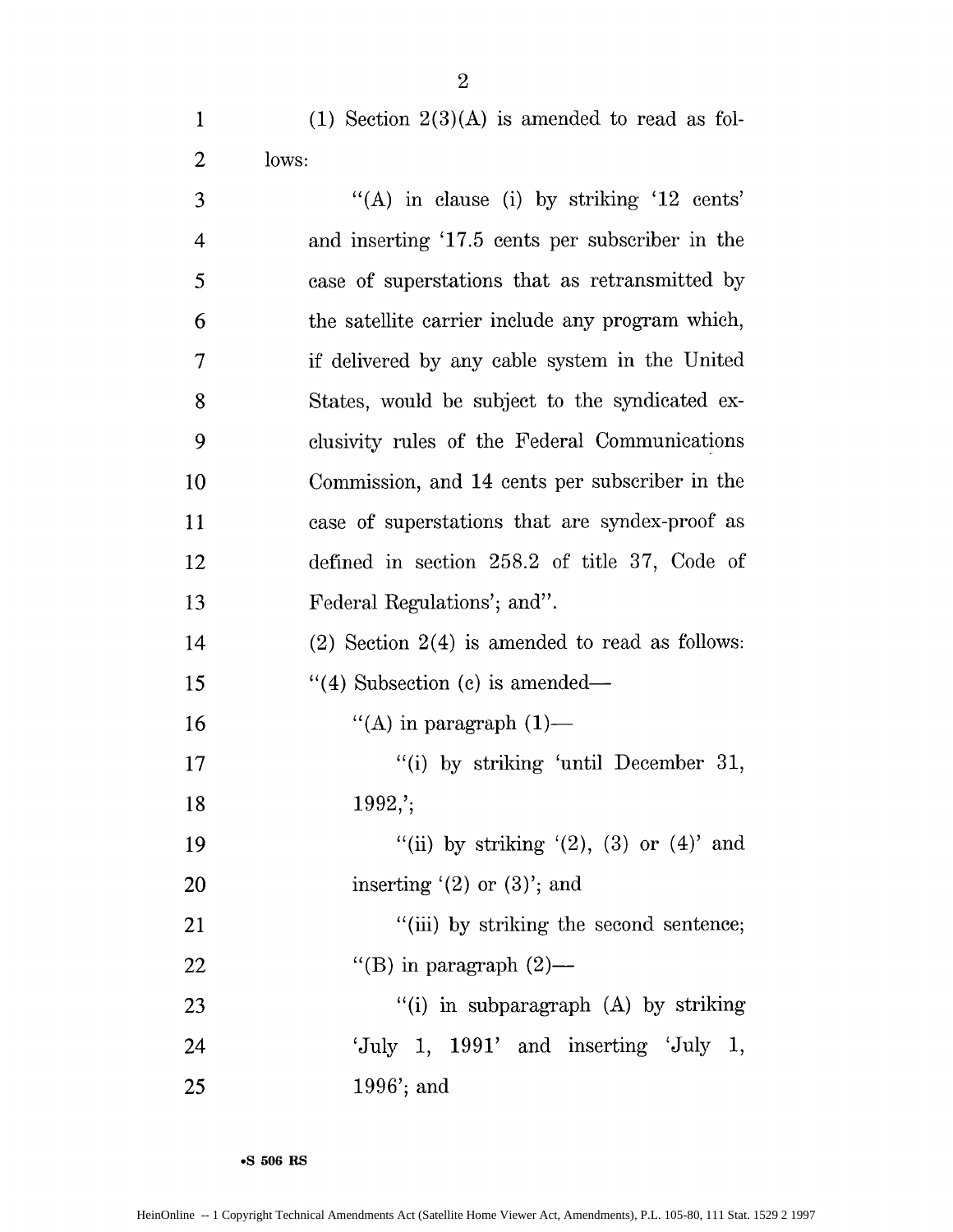(1) Section 2(3)(A) is amended to read as follows:

"(A) in clause (i) by striking '12 cents' and inserting '17.5 cents per subscriber in the case of superstations that as retransmitted by the satellite carrier include any program which, if delivered by any cable system in the United States, would be subject to the syndicated exclusivity rules of the Federal Communications Commission, and 14 cents per subscriber in the case of superstations that are syndex-proof as defined in section 258.2 of title 37, Code of Federal Regulations'; and".

(2) Section 2(4) is amended to read as follows:

"(4) Subsection (c) is amended—

"(A) in paragraph (1)—

"(i) by striking 'until December 31, 1992,';

"(ii) by striking '(2), (3) or (4)' and inserting '(2) or (3)'; and

"(iii) by striking the second sentence;

"(B) in paragraph (2)—

"(i) in subparagraph (A) by striking 'July 1, 1991' and inserting 'July 1, 1996'; and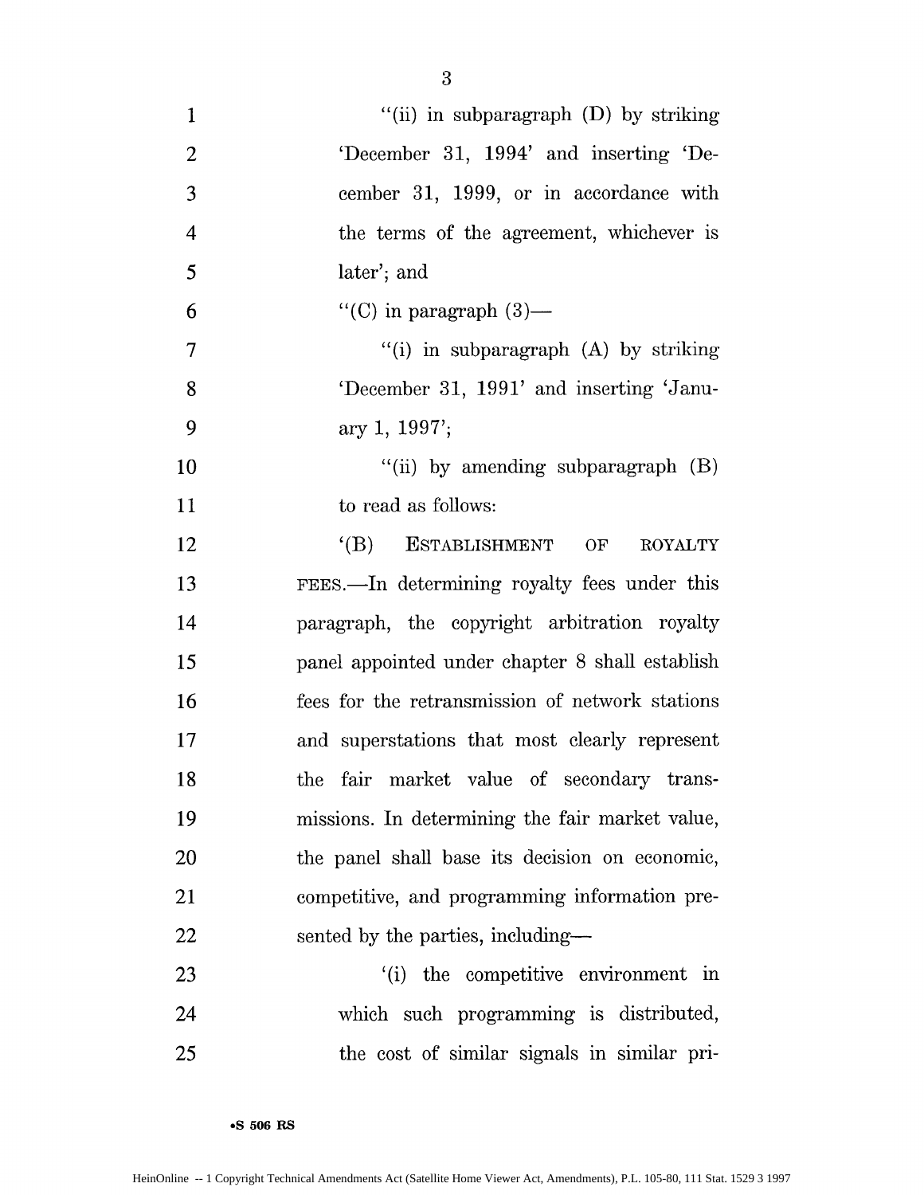"(ii) in subparagraph (D) by striking 'December 31, 1994' and inserting 'December 31, 1999, or in accordance with the terms of the agreement, whichever is later'; and

"(C) in paragraph (3)—

"(i) in subparagraph (A) by striking 'December 31, 1991' and inserting 'January 1, 1997';

"(ii) by amending subparagraph (B) to read as follows:

'(B) ESTABLISHMENT OF ROYALTY FEES.—In determining royalty fees under this paragraph, the copyright arbitration royalty panel appointed under chapter 8 shall establish fees for the retransmission of network stations and superstations that most clearly represent the fair market value of secondary transmissions. In determining the fair market value, the panel shall base its decision on economic, competitive, and programming information presented by the parties, including—

'(i) the competitive environment in which such programming is distributed, the cost of similar signals in similar pri-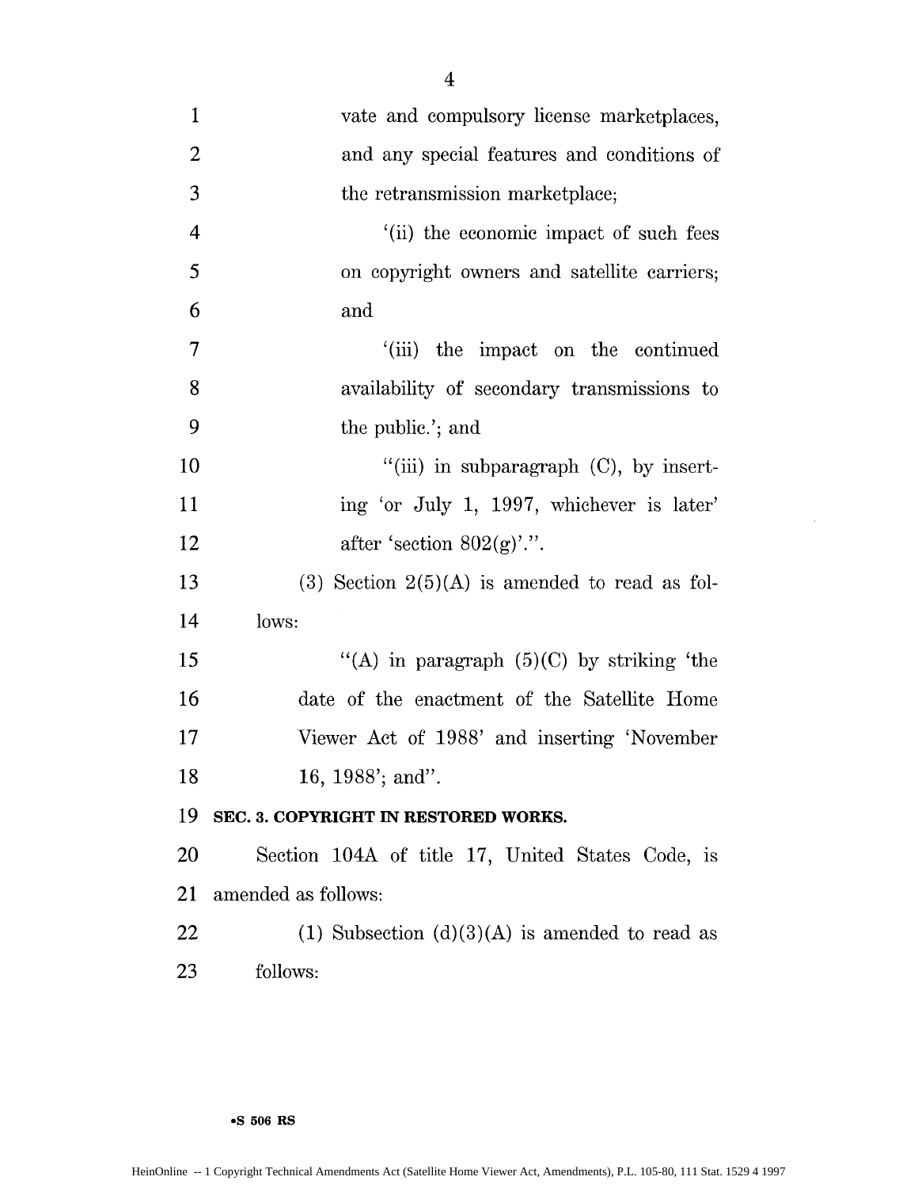vate and compulsory license marketplaces, and any special features and conditions of the retransmission marketplace;

'(ii) the economic impact of such fees on copyright owners and satellite carriers; and

'(iii) the impact on the continued availability of secondary transmissions to the public.'; and

"(iii) in subparagraph (C), by inserting 'or July 1, 1997, whichever is later' after 'section 802(g)'.".

(3) Section 2(5)(A) is amended to read as follows:

"(A) in paragraph (5)(C) by striking 'the date of the enactment of the Satellite Home Viewer Act of 1988' and inserting 'November 16, 1988'; and".

**SEC. 3. COPYRIGHT IN RESTORED WORKS.**

Section 104A of title 17, United States Code, is amended as follows:

(1) Subsection (d)(3)(A) is amended to read as follows: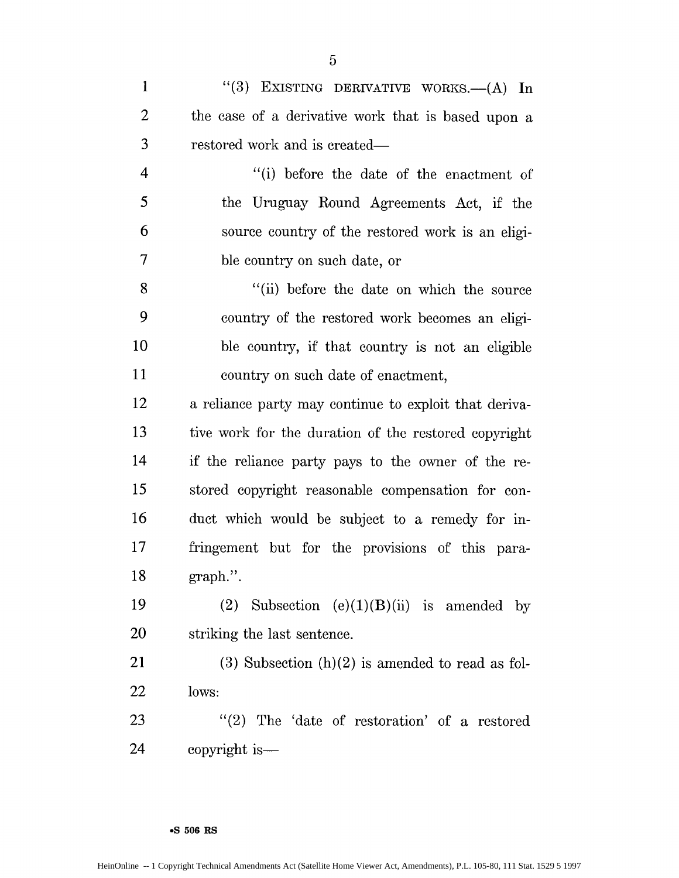"(3) EXISTING DERIVATIVE WORKS.—(A) In the case of a derivative work that is based upon a restored work and is created—

"(i) before the date of the enactment of the Uruguay Round Agreements Act, if the source country of the restored work is an eligible country on such date, or

"(ii) before the date on which the source country of the restored work becomes an eligible country, if that country is not an eligible country on such date of enactment,

a reliance party may continue to exploit that derivative work for the duration of the restored copyright if the reliance party pays to the owner of the restored copyright reasonable compensation for conduct which would be subject to a remedy for infringement but for the provisions of this paragraph.".

(2) Subsection (e)(1)(B)(ii) is amended by striking the last sentence.

(3) Subsection (h)(2) is amended to read as follows:

"(2) The 'date of restoration' of a restored copyright is—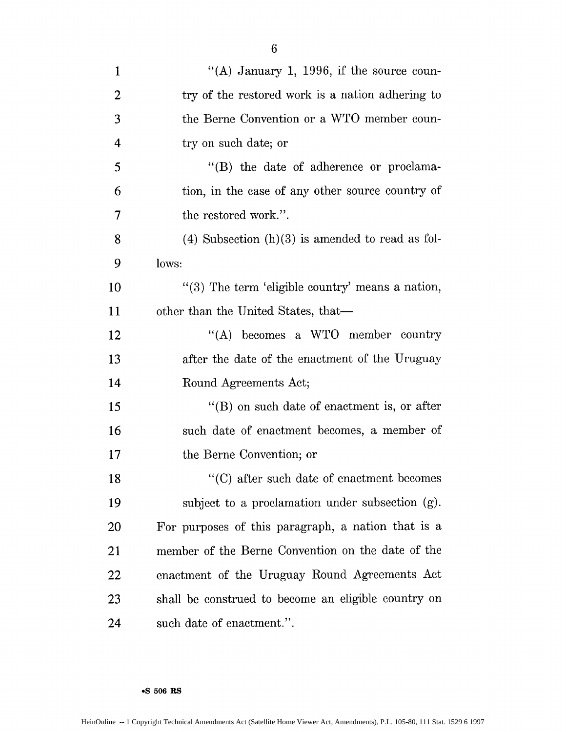"(A) January 1, 1996, if the source country of the restored work is a nation adhering to the Berne Convention or a WTO member country on such date; or

"(B) the date of adherence or proclamation, in the case of any other source country of the restored work.".

(4) Subsection (h)(3) is amended to read as follows:

"(3) The term 'eligible country' means a nation, other than the United States, that—

"(A) becomes a WTO member country after the date of the enactment of the Uruguay Round Agreements Act;

"(B) on such date of enactment is, or after such date of enactment becomes, a member of the Berne Convention; or

"(C) after such date of enactment becomes subject to a proclamation under subsection (g).

For purposes of this paragraph, a nation that is a member of the Berne Convention on the date of the enactment of the Uruguay Round Agreements Act shall be construed to become an eligible country on such date of enactment.".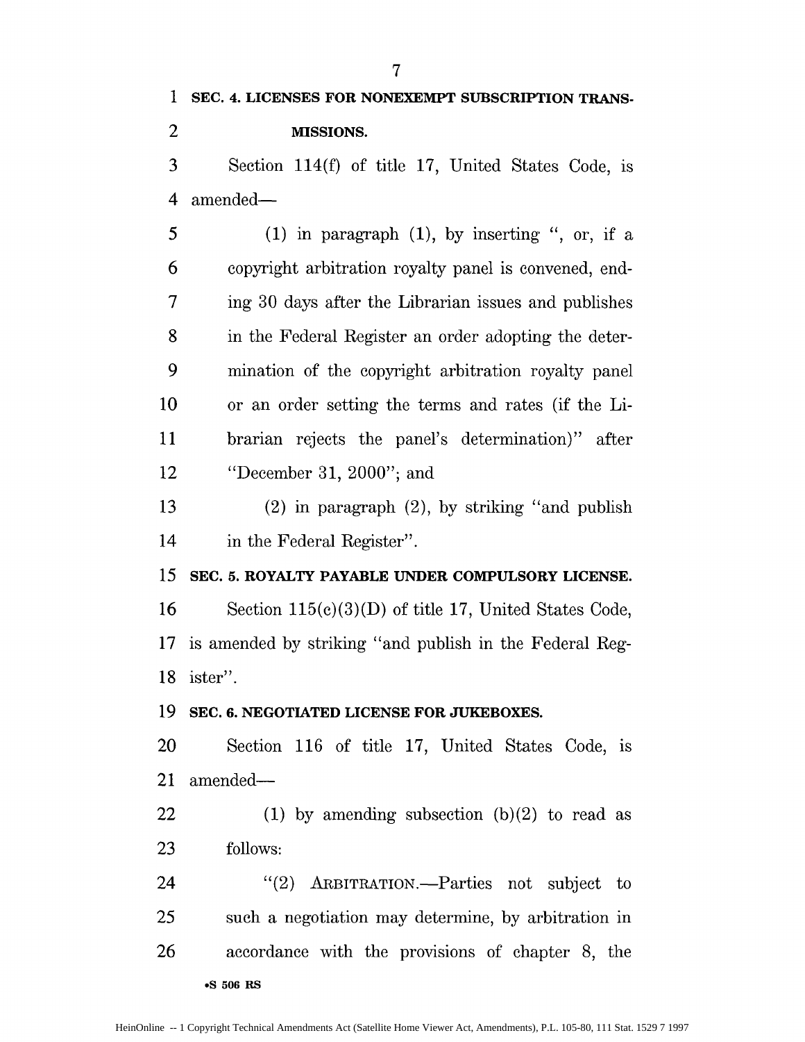**SEC. 4. LICENSES FOR NONEXEMPT SUBSCRIPTION TRANSMISSIONS.**

Section 114(f) of title 17, United States Code, is amended—

(1) in paragraph (1), by inserting ", or, if a copyright arbitration royalty panel is convened, ending 30 days after the Librarian issues and publishes in the Federal Register an order adopting the determination of the copyright arbitration royalty panel or an order setting the terms and rates (if the Librarian rejects the panel's determination)" after "December 31, 2000"; and

(2) in paragraph (2), by striking "and publish in the Federal Register".

**SEC. 5. ROYALTY PAYABLE UNDER COMPULSORY LICENSE.**

Section 115(c)(3)(D) of title 17, United States Code, is amended by striking "and publish in the Federal Register".

**SEC. 6. NEGOTIATED LICENSE FOR JUKEBOXES.**

Section 116 of title 17, United States Code, is amended—

(1) by amending subsection (b)(2) to read as follows:

"(2) ARBITRATION.—Parties not subject to such a negotiation may determine, by arbitration in accordance with the provisions of chapter 8, the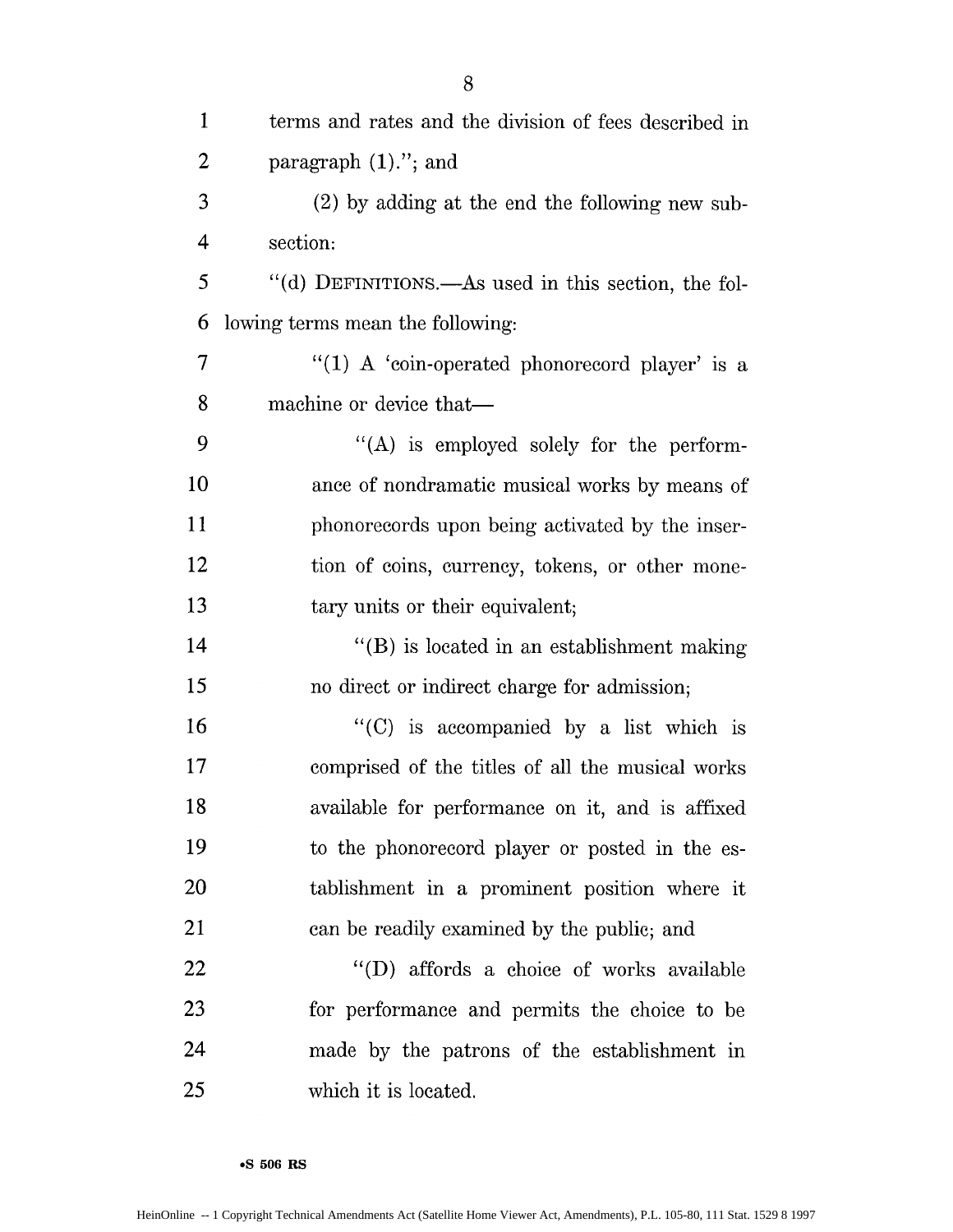terms and rates and the division of fees described in paragraph (1)."; and

(2) by adding at the end the following new subsection:

"(d) DEFINITIONS.—As used in this section, the following terms mean the following:

"(1) A 'coin-operated phonorecord player' is a machine or device that—

"(A) is employed solely for the performance of nondramatic musical works by means of phonorecords upon being activated by the insertion of coins, currency, tokens, or other monetary units or their equivalent;

"(B) is located in an establishment making no direct or indirect charge for admission;

"(C) is accompanied by a list which is comprised of the titles of all the musical works available for performance on it, and is affixed to the phonorecord player or posted in the establishment in a prominent position where it can be readily examined by the public; and

"(D) affords a choice of works available for performance and permits the choice to be made by the patrons of the establishment in which it is located.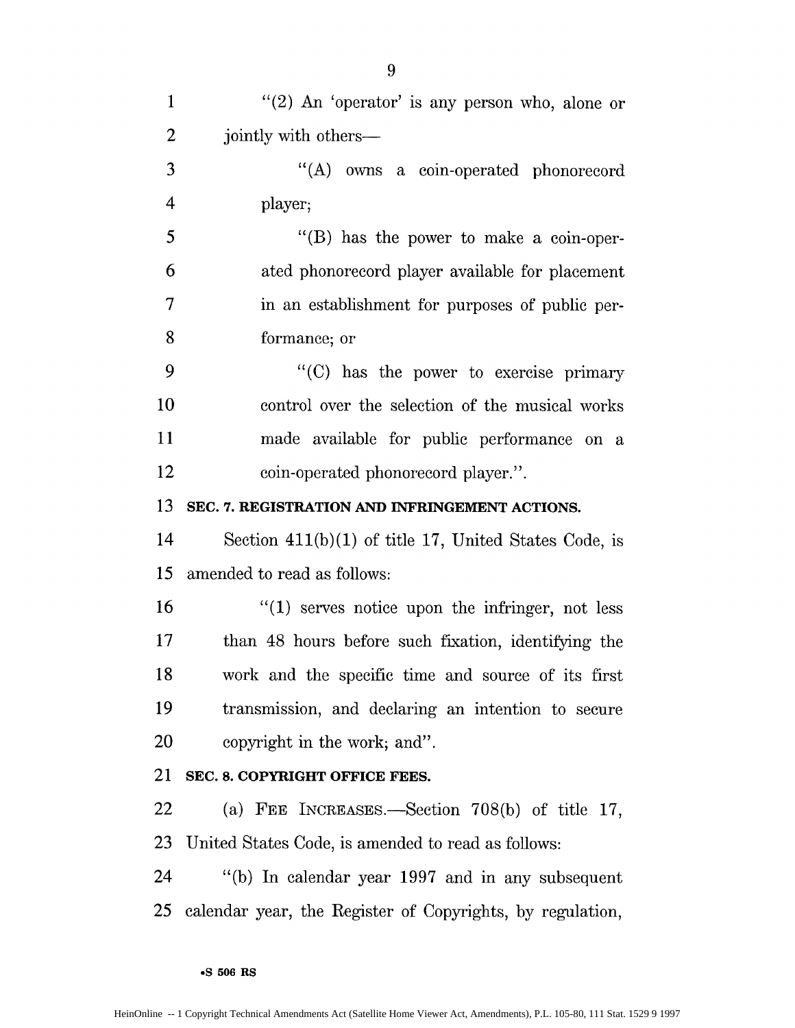"(2) An 'operator' is any person who, alone or jointly with others—

"(A) owns a coin-operated phonorecord player;

"(B) has the power to make a coin-operated phonorecord player available for placement in an establishment for purposes of public performance; or

"(C) has the power to exercise primary control over the selection of the musical works made available for public performance on a coin-operated phonorecord player.".

**SEC. 7. REGISTRATION AND INFRINGEMENT ACTIONS.**

Section 411(b)(1) of title 17, United States Code, is amended to read as follows:

"(1) serves notice upon the infringer, not less than 48 hours before such fixation, identifying the work and the specific time and source of its first transmission, and declaring an intention to secure copyright in the work; and".

**SEC. 8. COPYRIGHT OFFICE FEES.**

(a) FEE INCREASES.—Section 708(b) of title 17, United States Code, is amended to read as follows:

"(b) In calendar year 1997 and in any subsequent calendar year, the Register of Copyrights, by regulation,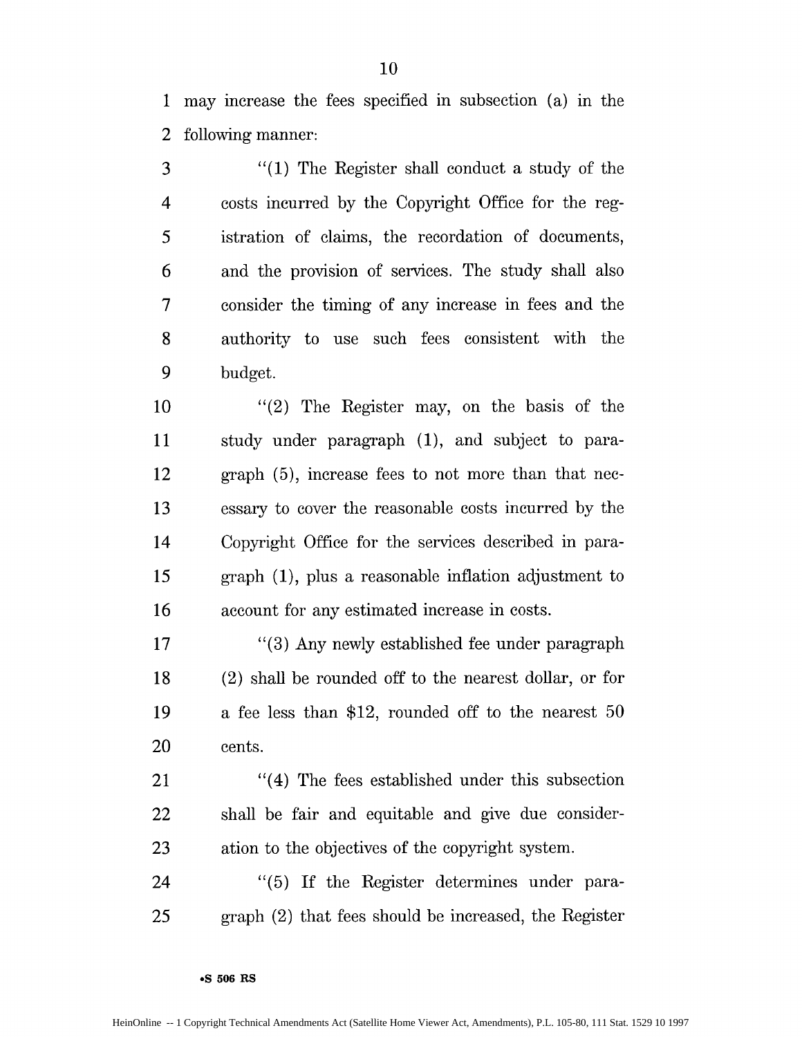may increase the fees specified in subsection (a) in the following manner:

"(1) The Register shall conduct a study of the costs incurred by the Copyright Office for the registration of claims, the recordation of documents, and the provision of services. The study shall also consider the timing of any increase in fees and the authority to use such fees consistent with the budget.

"(2) The Register may, on the basis of the study under paragraph (1), and subject to paragraph (5), increase fees to not more than that necessary to cover the reasonable costs incurred by the Copyright Office for the services described in paragraph (1), plus a reasonable inflation adjustment to account for any estimated increase in costs.

"(3) Any newly established fee under paragraph (2) shall be rounded off to the nearest dollar, or for a fee less than $12, rounded off to the nearest 50 cents.

"(4) The fees established under this subsection shall be fair and equitable and give due consideration to the objectives of the copyright system.

"(5) If the Register determines under paragraph (2) that fees should be increased, the Register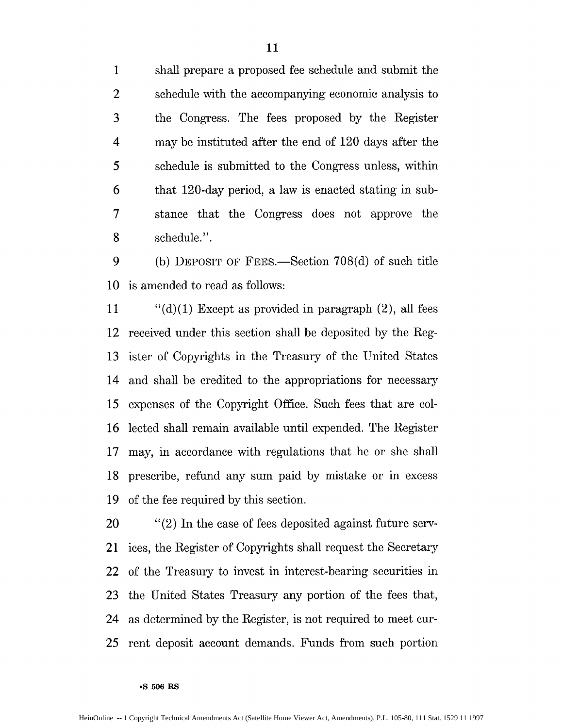shall prepare a proposed fee schedule and submit the schedule with the accompanying economic analysis to the Congress. The fees proposed by the Register may be instituted after the end of 120 days after the schedule is submitted to the Congress unless, within that 120-day period, a law is enacted stating in substance that the Congress does not approve the schedule.".

(b) DEPOSIT OF FEES.—Section 708(d) of such title is amended to read as follows:

"(d)(1) Except as provided in paragraph (2), all fees received under this section shall be deposited by the Register of Copyrights in the Treasury of the United States and shall be credited to the appropriations for necessary expenses of the Copyright Office. Such fees that are collected shall remain available until expended. The Register may, in accordance with regulations that he or she shall prescribe, refund any sum paid by mistake or in excess of the fee required by this section.

"(2) In the case of fees deposited against future services, the Register of Copyrights shall request the Secretary of the Treasury to invest in interest-bearing securities in the United States Treasury any portion of the fees that, as determined by the Register, is not required to meet current deposit account demands. Funds from such portion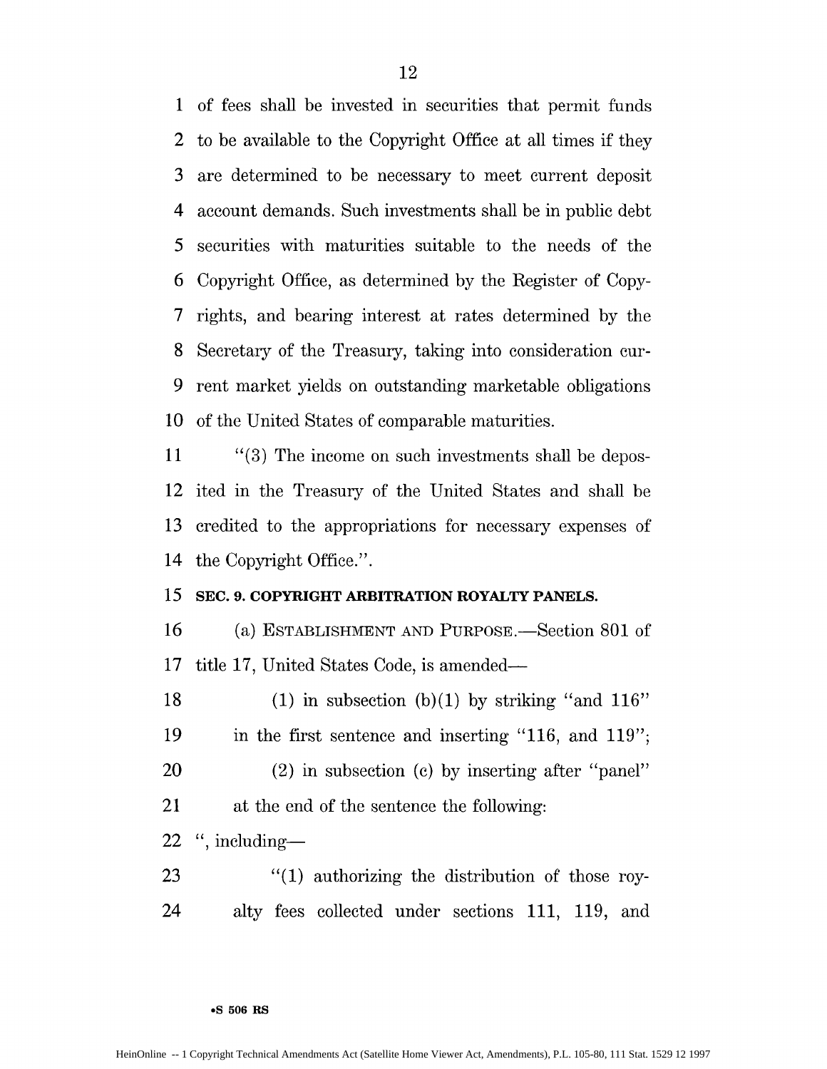of fees shall be invested in securities that permit funds to be available to the Copyright Office at all times if they are determined to be necessary to meet current deposit account demands. Such investments shall be in public debt securities with maturities suitable to the needs of the Copyright Office, as determined by the Register of Copyrights, and bearing interest at rates determined by the Secretary of the Treasury, taking into consideration current market yields on outstanding marketable obligations of the United States of comparable maturities.

"(3) The income on such investments shall be deposited in the Treasury of the United States and shall be credited to the appropriations for necessary expenses of the Copyright Office.".

**SEC. 9. COPYRIGHT ARBITRATION ROYALTY PANELS.**

(a) ESTABLISHMENT AND PURPOSE.—Section 801 of title 17, United States Code, is amended—

(1) in subsection (b)(1) by striking "and 116" in the first sentence and inserting "116, and 119";

(2) in subsection (c) by inserting after "panel" at the end of the sentence the following:

", including—

"(1) authorizing the distribution of those royalty fees collected under sections 111, 119, and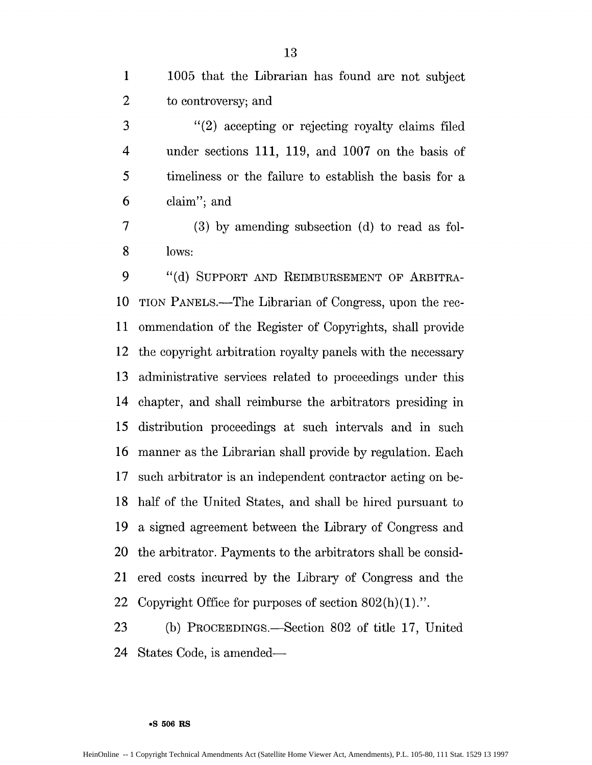1005 that the Librarian has found are not subject to controversy; and

"(2) accepting or rejecting royalty claims filed under sections 111, 119, and 1007 on the basis of timeliness or the failure to establish the basis for a claim"; and

(3) by amending subsection (d) to read as follows:

"(d) SUPPORT AND REIMBURSEMENT OF ARBITRATION PANELS.—The Librarian of Congress, upon the recommendation of the Register of Copyrights, shall provide the copyright arbitration royalty panels with the necessary administrative services related to proceedings under this chapter, and shall reimburse the arbitrators presiding in distribution proceedings at such intervals and in such manner as the Librarian shall provide by regulation. Each such arbitrator is an independent contractor acting on behalf of the United States, and shall be hired pursuant to a signed agreement between the Library of Congress and the arbitrator. Payments to the arbitrators shall be considered costs incurred by the Library of Congress and the Copyright Office for purposes of section 802(h)(1).".

(b) PROCEEDINGS.—Section 802 of title 17, United States Code, is amended—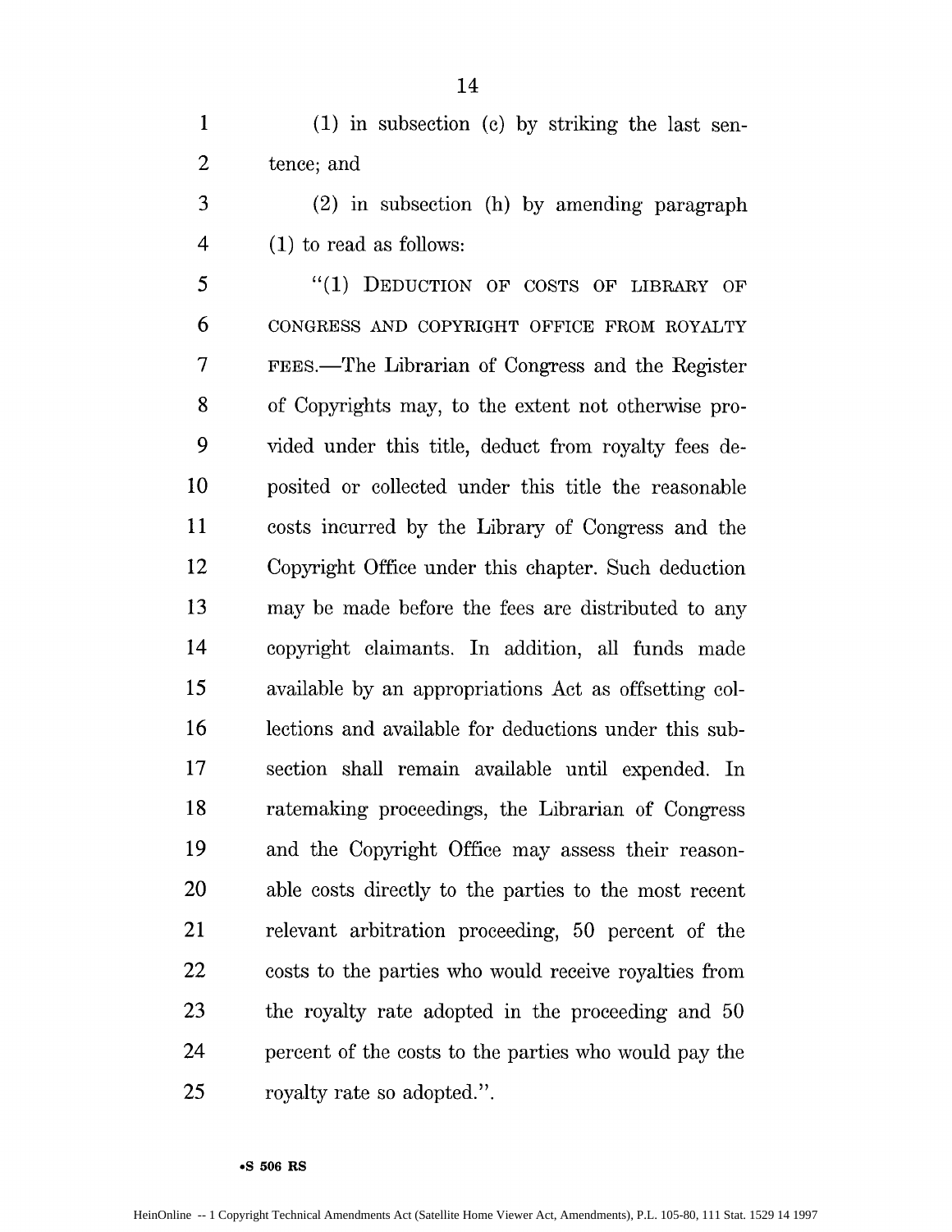(1) in subsection (c) by striking the last sentence; and

(2) in subsection (h) by amending paragraph (1) to read as follows:

"(1) DEDUCTION OF COSTS OF LIBRARY OF CONGRESS AND COPYRIGHT OFFICE FROM ROYALTY FEES.—The Librarian of Congress and the Register of Copyrights may, to the extent not otherwise provided under this title, deduct from royalty fees deposited or collected under this title the reasonable costs incurred by the Library of Congress and the Copyright Office under this chapter. Such deduction may be made before the fees are distributed to any copyright claimants. In addition, all funds made available by an appropriations Act as offsetting collections and available for deductions under this subsection shall remain available until expended. In ratemaking proceedings, the Librarian of Congress and the Copyright Office may assess their reasonable costs directly to the parties to the most recent relevant arbitration proceeding, 50 percent of the costs to the parties who would receive royalties from the royalty rate adopted in the proceeding and 50 percent of the costs to the parties who would pay the royalty rate so adopted.".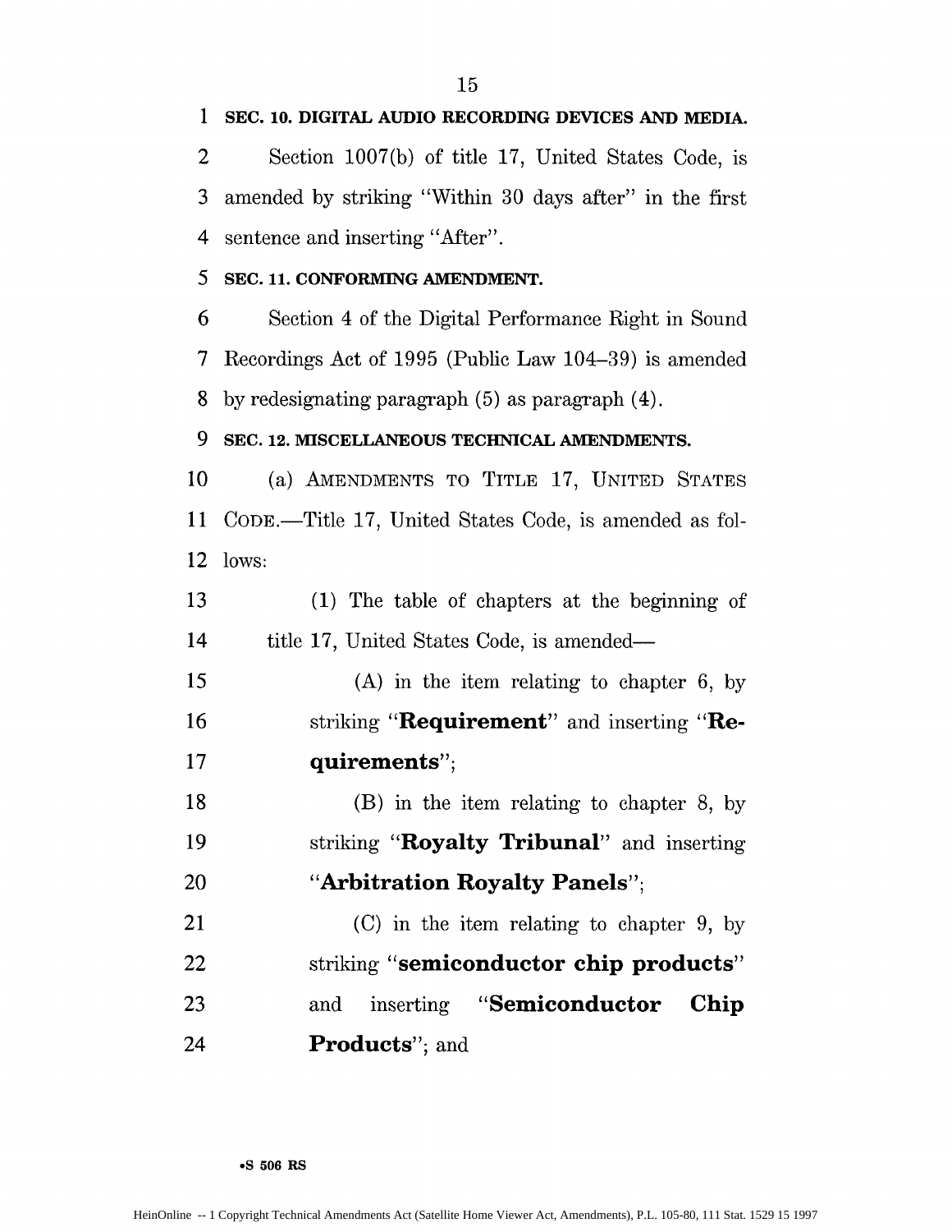**SEC. 10. DIGITAL AUDIO RECORDING DEVICES AND MEDIA.**

Section 1007(b) of title 17, United States Code, is amended by striking "Within 30 days after" in the first sentence and inserting "After".

**SEC. 11. CONFORMING AMENDMENT.**

Section 4 of the Digital Performance Right in Sound Recordings Act of 1995 (Public Law 104–39) is amended by redesignating paragraph (5) as paragraph (4).

**SEC. 12. MISCELLANEOUS TECHNICAL AMENDMENTS.**

(a) AMENDMENTS TO TITLE 17, UNITED STATES CODE.—Title 17, United States Code, is amended as follows:

(1) The table of chapters at the beginning of title 17, United States Code, is amended—

(A) in the item relating to chapter 6, by striking "**Requirement**" and inserting "**Requirements**";

(B) in the item relating to chapter 8, by striking "**Royalty Tribunal**" and inserting "**Arbitration Royalty Panels**";

(C) in the item relating to chapter 9, by striking "**semiconductor chip products**" and inserting "**Semiconductor Chip Products**"; and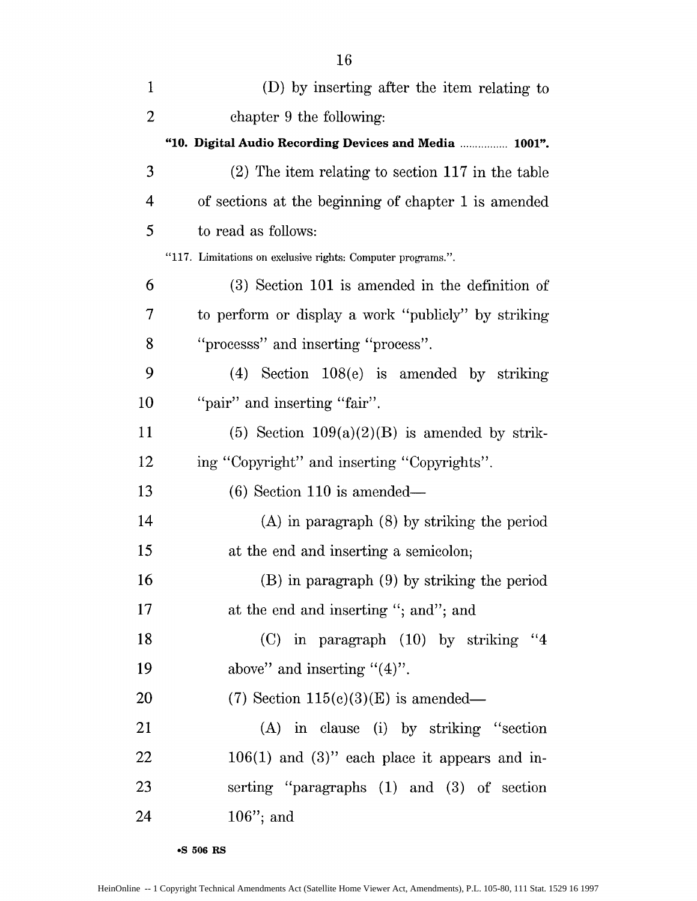(D) by inserting after the item relating to chapter 9 the following:

**"10. Digital Audio Recording Devices and Media ................ 1001".**

(2) The item relating to section 117 in the table of sections at the beginning of chapter 1 is amended to read as follows:

"117. Limitations on exclusive rights: Computer programs.".

(3) Section 101 is amended in the definition of to perform or display a work "publicly" by striking "processs" and inserting "process".

(4) Section 108(e) is amended by striking "pair" and inserting "fair".

(5) Section 109(a)(2)(B) is amended by striking "Copyright" and inserting "Copyrights".

(6) Section 110 is amended—

(A) in paragraph (8) by striking the period at the end and inserting a semicolon;

(B) in paragraph (9) by striking the period at the end and inserting "; and"; and

(C) in paragraph (10) by striking "4 above" and inserting "(4)".

(7) Section 115(c)(3)(E) is amended—

(A) in clause (i) by striking "section 106(1) and (3)" each place it appears and inserting "paragraphs (1) and (3) of section 106"; and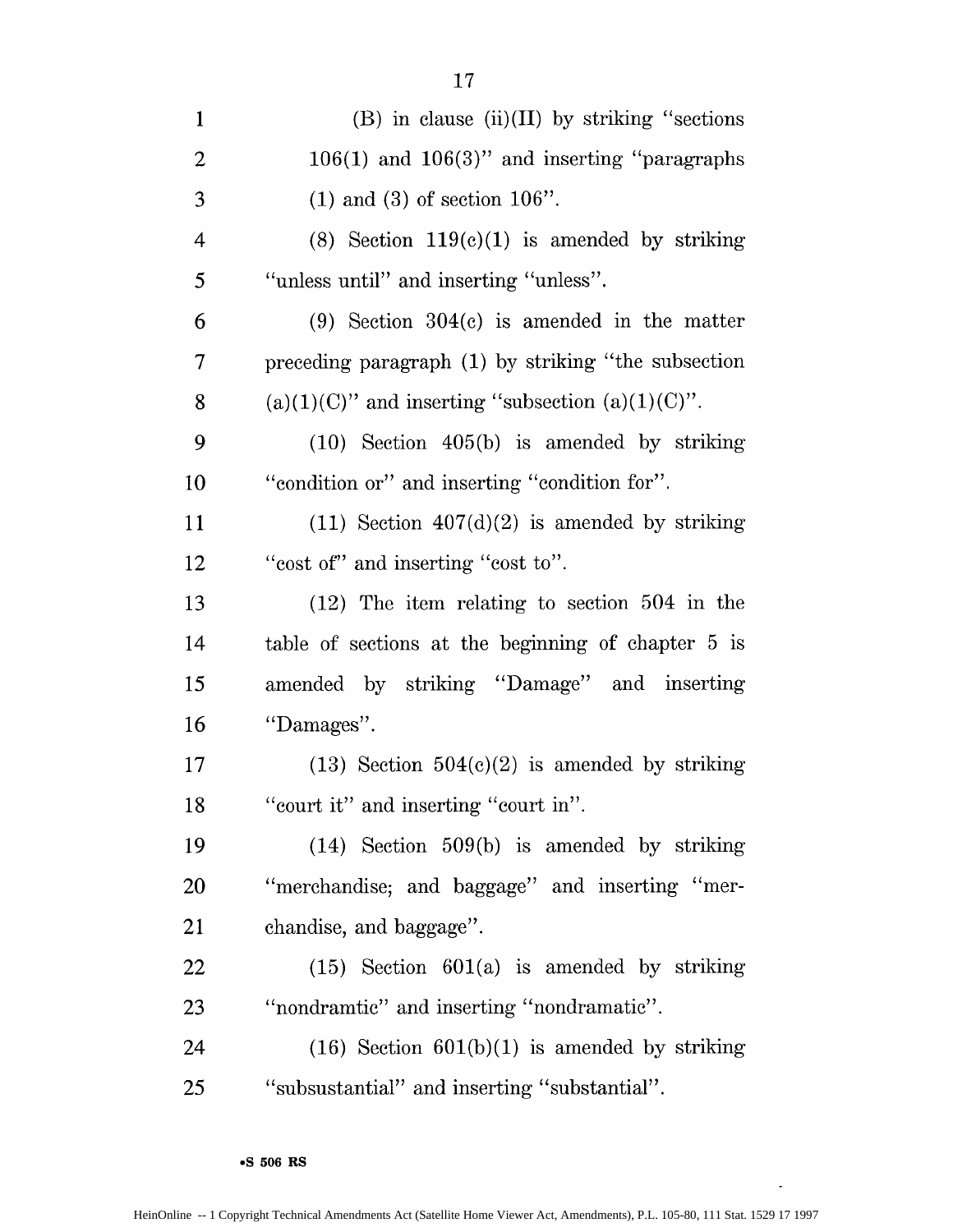(B) in clause (ii)(II) by striking "sections 106(1) and 106(3)" and inserting "paragraphs (1) and (3) of section 106".

(8) Section 119(c)(1) is amended by striking "unless until" and inserting "unless".

(9) Section 304(c) is amended in the matter preceding paragraph (1) by striking "the subsection (a)(1)(C)" and inserting "subsection (a)(1)(C)".

(10) Section 405(b) is amended by striking "condition or" and inserting "condition for".

(11) Section 407(d)(2) is amended by striking "cost of" and inserting "cost to".

(12) The item relating to section 504 in the table of sections at the beginning of chapter 5 is amended by striking "Damage" and inserting "Damages".

(13) Section 504(c)(2) is amended by striking "court it" and inserting "court in".

(14) Section 509(b) is amended by striking "merchandise; and baggage" and inserting "merchandise, and baggage".

(15) Section 601(a) is amended by striking "nondramtic" and inserting "nondramatic".

(16) Section 601(b)(1) is amended by striking "subsustantial" and inserting "substantial".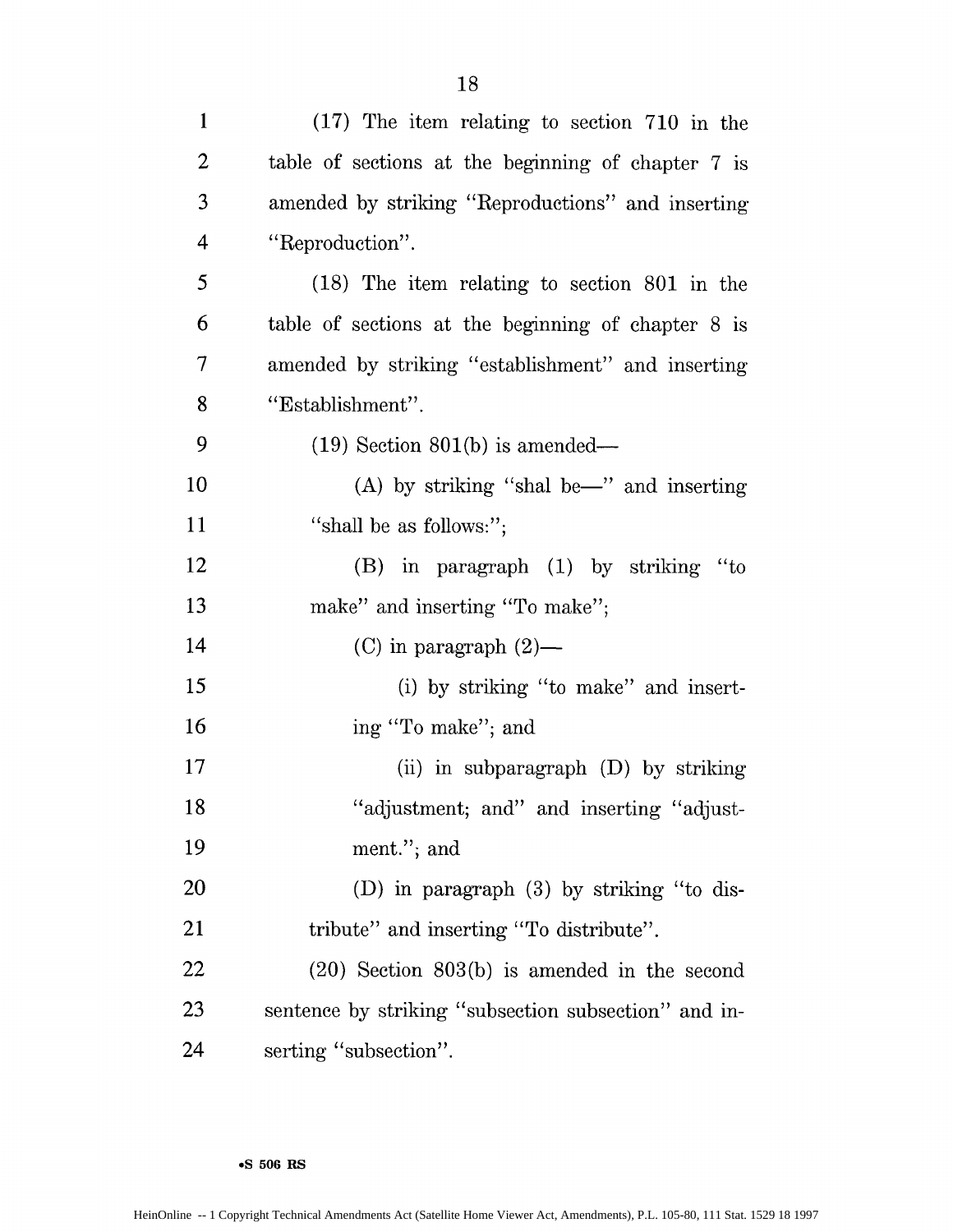(17) The item relating to section 710 in the table of sections at the beginning of chapter 7 is amended by striking "Reproductions" and inserting "Reproduction".

(18) The item relating to section 801 in the table of sections at the beginning of chapter 8 is amended by striking "establishment" and inserting "Establishment".

(19) Section 801(b) is amended—

(A) by striking "shal be—" and inserting "shall be as follows:";

(B) in paragraph (1) by striking "to make" and inserting "To make";

(C) in paragraph (2)—

(i) by striking "to make" and inserting "To make"; and

(ii) in subparagraph (D) by striking "adjustment; and" and inserting "adjustment."; and

(D) in paragraph (3) by striking "to distribute" and inserting "To distribute".

(20) Section 803(b) is amended in the second sentence by striking "subsection subsection" and inserting "subsection".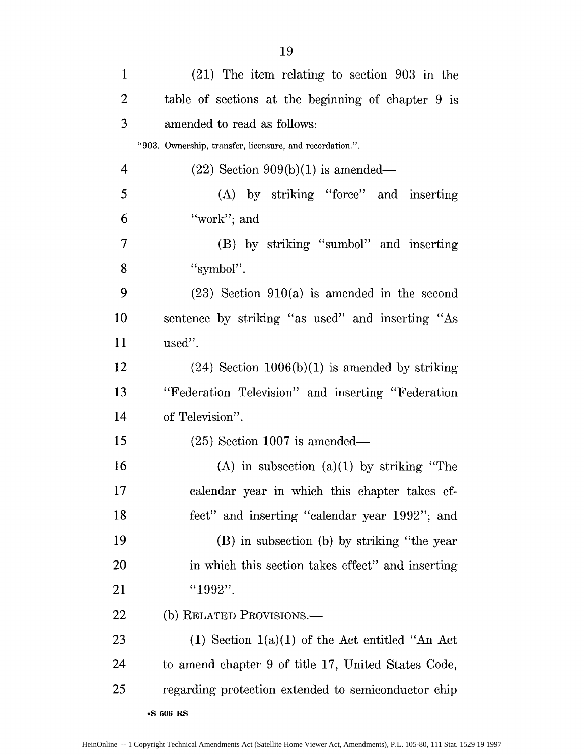(21) The item relating to section 903 in the table of sections at the beginning of chapter 9 is amended to read as follows:

"903. Ownership, transfer, licensure, and recordation.".

(22) Section 909(b)(1) is amended—

(A) by striking "force" and inserting "work"; and

(B) by striking "sumbol" and inserting "symbol".

(23) Section 910(a) is amended in the second sentence by striking "as used" and inserting "As used".

(24) Section 1006(b)(1) is amended by striking "Federation Television" and inserting "Federation of Television".

(25) Section 1007 is amended—

(A) in subsection (a)(1) by striking "The calendar year in which this chapter takes effect" and inserting "calendar year 1992"; and

(B) in subsection (b) by striking "the year in which this section takes effect" and inserting "1992".

(b) RELATED PROVISIONS.—

(1) Section 1(a)(1) of the Act entitled "An Act to amend chapter 9 of title 17, United States Code, regarding protection extended to semiconductor chip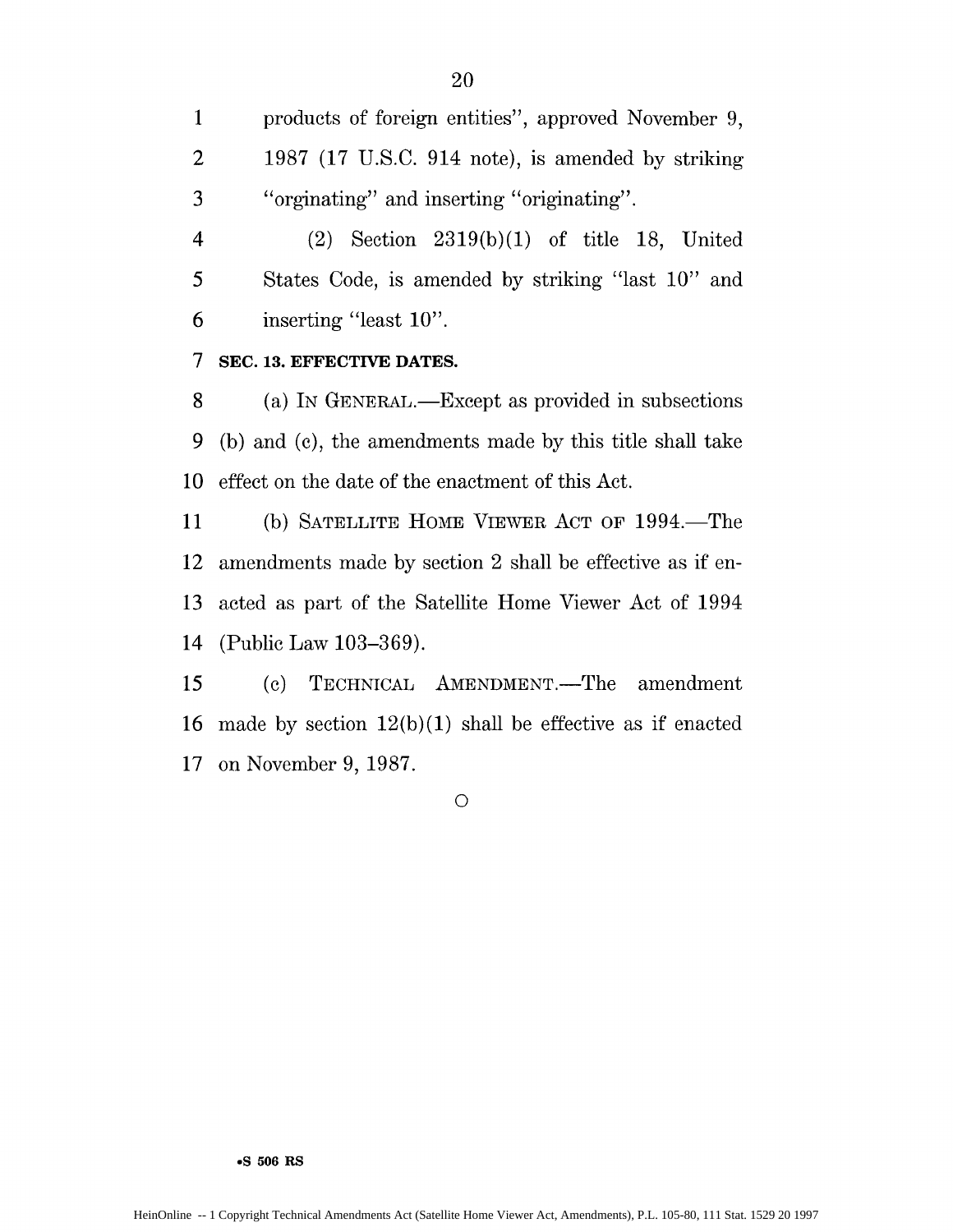products of foreign entities", approved November 9, 1987 (17 U.S.C. 914 note), is amended by striking "orginating" and inserting "originating".

(2) Section 2319(b)(1) of title 18, United States Code, is amended by striking "last 10" and inserting "least 10".

**SEC. 13. EFFECTIVE DATES.**

(a) IN GENERAL.—Except as provided in subsections (b) and (c), the amendments made by this title shall take effect on the date of the enactment of this Act.

(b) SATELLITE HOME VIEWER ACT OF 1994.—The amendments made by section 2 shall be effective as if enacted as part of the Satellite Home Viewer Act of 1994 (Public Law 103–369).

(c) TECHNICAL AMENDMENT.—The amendment made by section 12(b)(1) shall be effective as if enacted on November 9, 1987.

○

•S 506 RS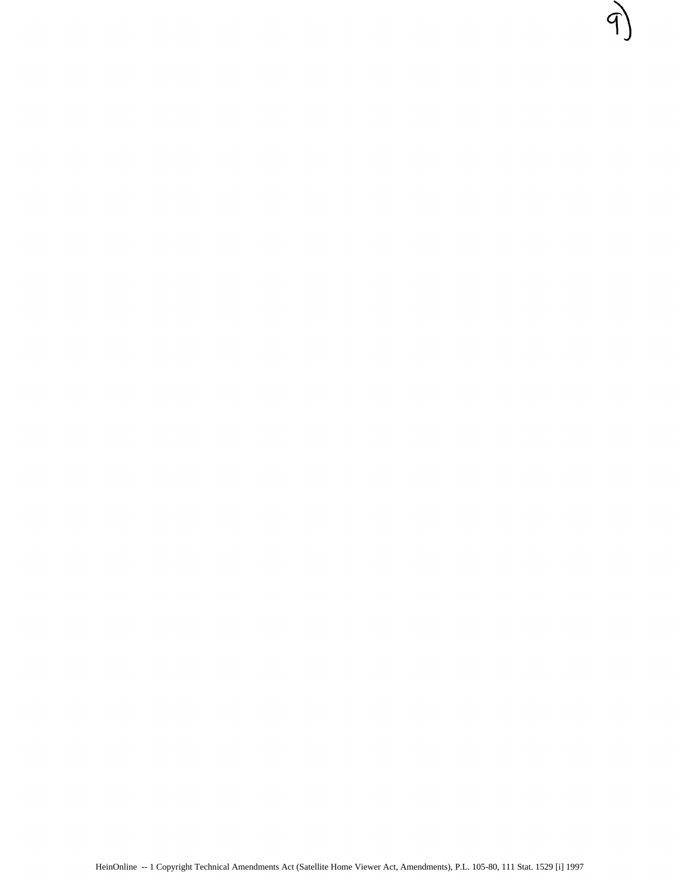9)